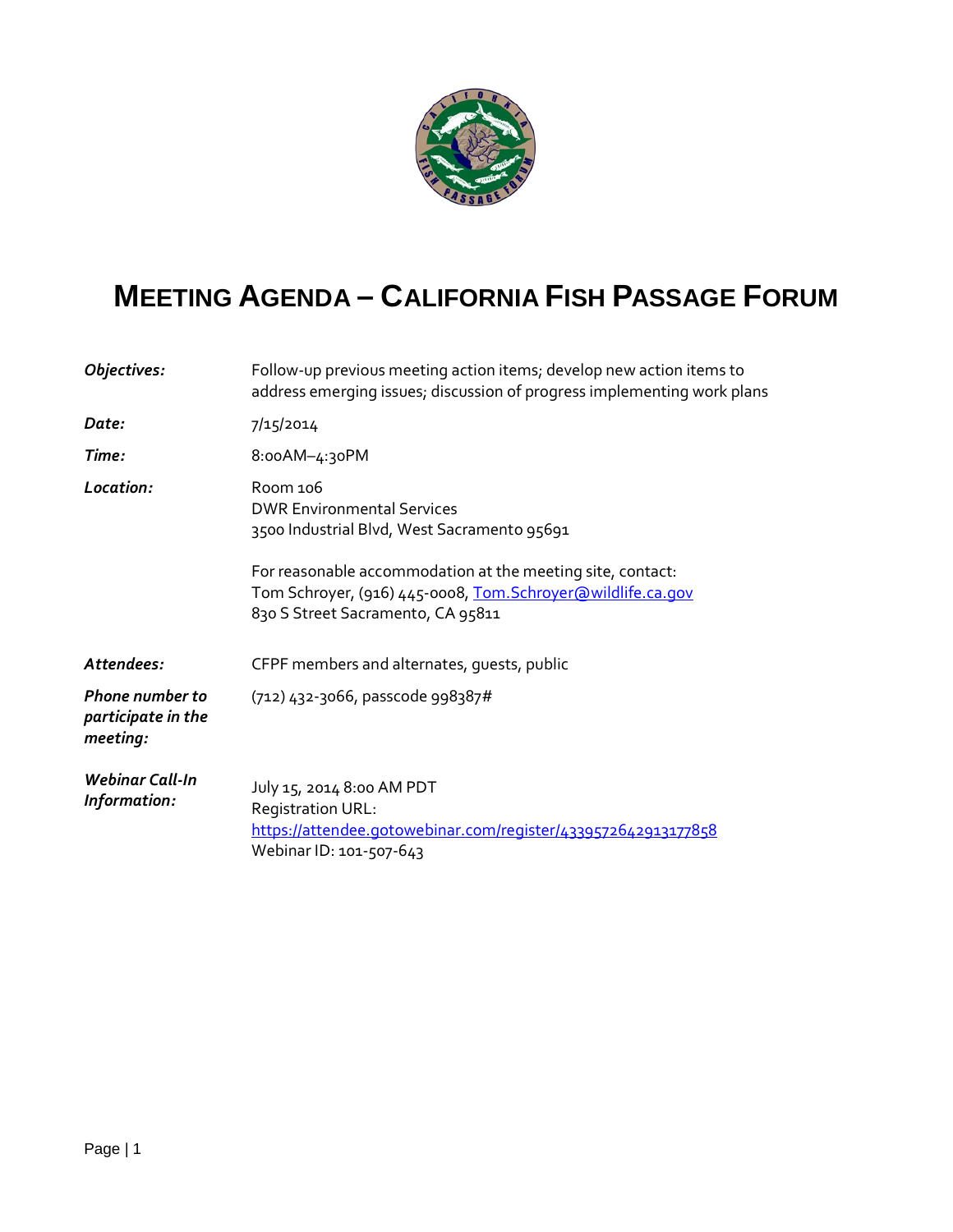# MEETING AGENDA – CALIFORNIA FISH PASSAGE FORUM

***Objectives:*** Follow-up previous meeting action items; develop new action items to address emerging issues; discussion of progress implementing work plans

***Date:*** 7/15/2014

***Time:*** 8:00AM–4:30PM

***Location:*** Room 106
DWR Environmental Services
3500 Industrial Blvd, West Sacramento 95691

For reasonable accommodation at the meeting site, contact:
Tom Schroyer, (916) 445-0008, Tom.Schroyer@wildlife.ca.gov
830 S Street Sacramento, CA 95811

***Attendees:*** CFPF members and alternates, guests, public

***Phone number to participate in the meeting:*** (712) 432-3066, passcode 998387#

***Webinar Call-In Information:*** July 15, 2014 8:00 AM PDT
Registration URL:
https://attendee.gotowebinar.com/register/4339572642913177858
Webinar ID: 101-507-643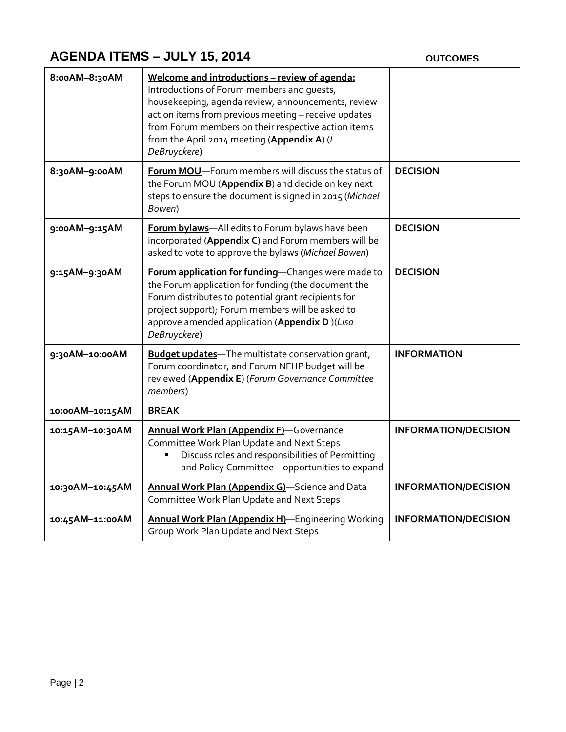## AGENDA ITEMS – JULY 15, 2014

| | | OUTCOMES |
|---|---|---|
| 8:00AM–8:30AM | <u>**Welcome and introductions – review of agenda:**</u> Introductions of Forum members and guests, housekeeping, agenda review, announcements, review action items from previous meeting – receive updates from Forum members on their respective action items from the April 2014 meeting (**Appendix A**) (*L. DeBruyckere*) | |
| 8:30AM–9:00AM | <u>**Forum MOU**</u>—Forum members will discuss the status of the Forum MOU (**Appendix B**) and decide on key next steps to ensure the document is signed in 2015 (*Michael Bowen*) | **DECISION** |
| 9:00AM–9:15AM | <u>**Forum bylaws**</u>—All edits to Forum bylaws have been incorporated (**Appendix C**) and Forum members will be asked to vote to approve the bylaws (*Michael Bowen*) | **DECISION** |
| 9:15AM–9:30AM | <u>**Forum application for funding**</u>—Changes were made to the Forum application for funding (the document the Forum distributes to potential grant recipients for project support); Forum members will be asked to approve amended application (**Appendix D** )(*Lisa DeBruyckere*) | **DECISION** |
| 9:30AM–10:00AM | <u>**Budget updates**</u>—The multistate conservation grant, Forum coordinator, and Forum NFHP budget will be reviewed (**Appendix E**) (*Forum Governance Committee members*) | **INFORMATION** |
| 10:00AM–10:15AM | **BREAK** | |
| 10:15AM–10:30AM | <u>**Annual Work Plan (Appendix F)**</u>—Governance Committee Work Plan Update and Next Steps<br>▪ Discuss roles and responsibilities of Permitting and Policy Committee – opportunities to expand | **INFORMATION/DECISION** |
| 10:30AM–10:45AM | <u>**Annual Work Plan (Appendix G)**</u>—Science and Data Committee Work Plan Update and Next Steps | **INFORMATION/DECISION** |
| 10:45AM–11:00AM | <u>**Annual Work Plan (Appendix H)**</u>—Engineering Working Group Work Plan Update and Next Steps | **INFORMATION/DECISION** |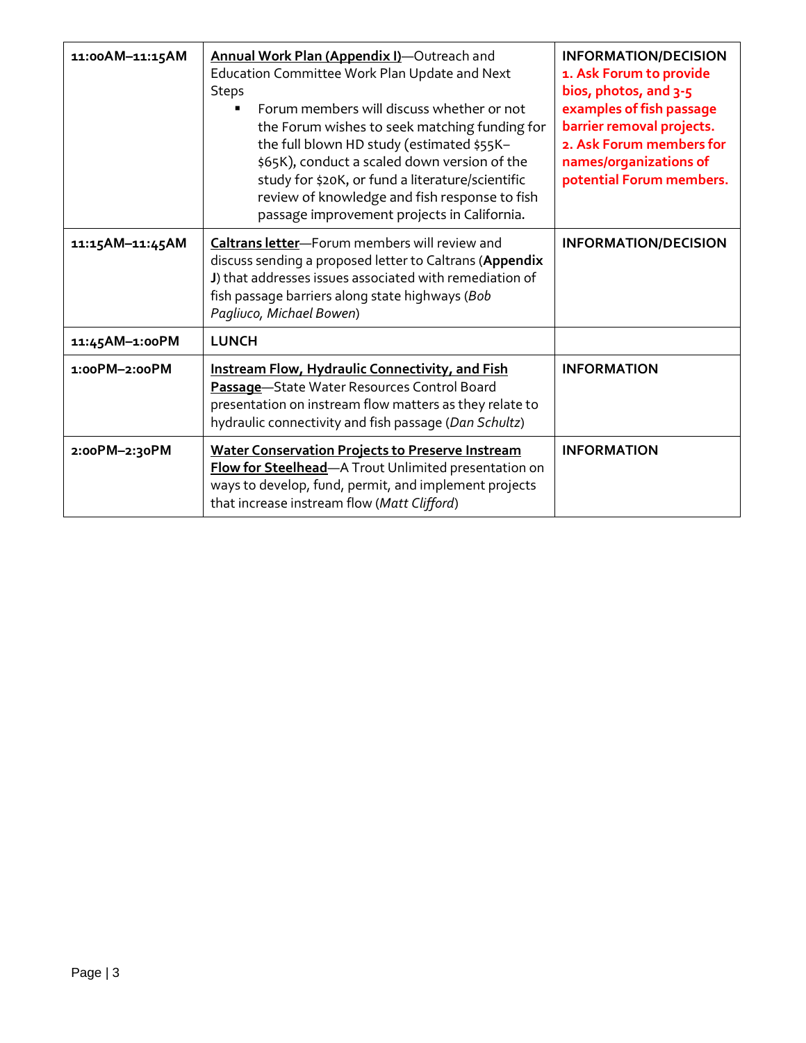| | | |
|---|---|---|
| **11:00AM–11:15AM** | **<u>Annual Work Plan (Appendix I)</u>**—Outreach and Education Committee Work Plan Update and Next Steps<br>▪ Forum members will discuss whether or not the Forum wishes to seek matching funding for the full blown HD study (estimated $55K–$65K), conduct a scaled down version of the study for $20K, or fund a literature/scientific review of knowledge and fish response to fish passage improvement projects in California. | **INFORMATION/DECISION**<br>**1. Ask Forum to provide bios, photos, and 3-5 examples of fish passage barrier removal projects.**<br>**2. Ask Forum members for names/organizations of potential Forum members.** |
| **11:15AM–11:45AM** | **<u>Caltrans letter</u>**—Forum members will review and discuss sending a proposed letter to Caltrans (**Appendix J**) that addresses issues associated with remediation of fish passage barriers along state highways (*Bob Pagliuco, Michael Bowen*) | **INFORMATION/DECISION** |
| **11:45AM–1:00PM** | **LUNCH** | |
| **1:00PM–2:00PM** | **<u>Instream Flow, Hydraulic Connectivity, and Fish Passage</u>**—State Water Resources Control Board presentation on instream flow matters as they relate to hydraulic connectivity and fish passage (*Dan Schultz*) | **INFORMATION** |
| **2:00PM–2:30PM** | **<u>Water Conservation Projects to Preserve Instream Flow for Steelhead</u>**—A Trout Unlimited presentation on ways to develop, fund, permit, and implement projects that increase instream flow (*Matt Clifford*) | **INFORMATION** |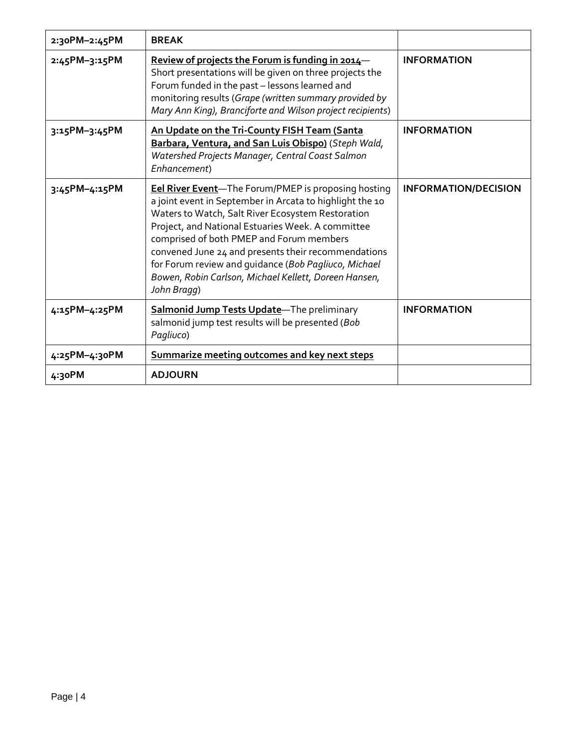| | | |
|---|---|---|
| **2:30PM–2:45PM** | **BREAK** | |
| **2:45PM–3:15PM** | **Review of projects the Forum is funding in 2014**—Short presentations will be given on three projects the Forum funded in the past – lessons learned and monitoring results (*Grape (written summary provided by Mary Ann King), Branciforte and Wilson project recipients*) | **INFORMATION** |
| **3:15PM–3:45PM** | **An Update on the Tri-County FISH Team (Santa Barbara, Ventura, and San Luis Obispo)** (*Steph Wald, Watershed Projects Manager, Central Coast Salmon Enhancement*) | **INFORMATION** |
| **3:45PM–4:15PM** | **Eel River Event**—The Forum/PMEP is proposing hosting a joint event in September in Arcata to highlight the 10 Waters to Watch, Salt River Ecosystem Restoration Project, and National Estuaries Week. A committee comprised of both PMEP and Forum members convened June 24 and presents their recommendations for Forum review and guidance (*Bob Pagliuco, Michael Bowen, Robin Carlson, Michael Kellett, Doreen Hansen, John Bragg*) | **INFORMATION/DECISION** |
| **4:15PM–4:25PM** | **Salmonid Jump Tests Update**—The preliminary salmonid jump test results will be presented (*Bob Pagliuco*) | **INFORMATION** |
| **4:25PM–4:30PM** | **Summarize meeting outcomes and key next steps** | |
| **4:30PM** | **ADJOURN** | |